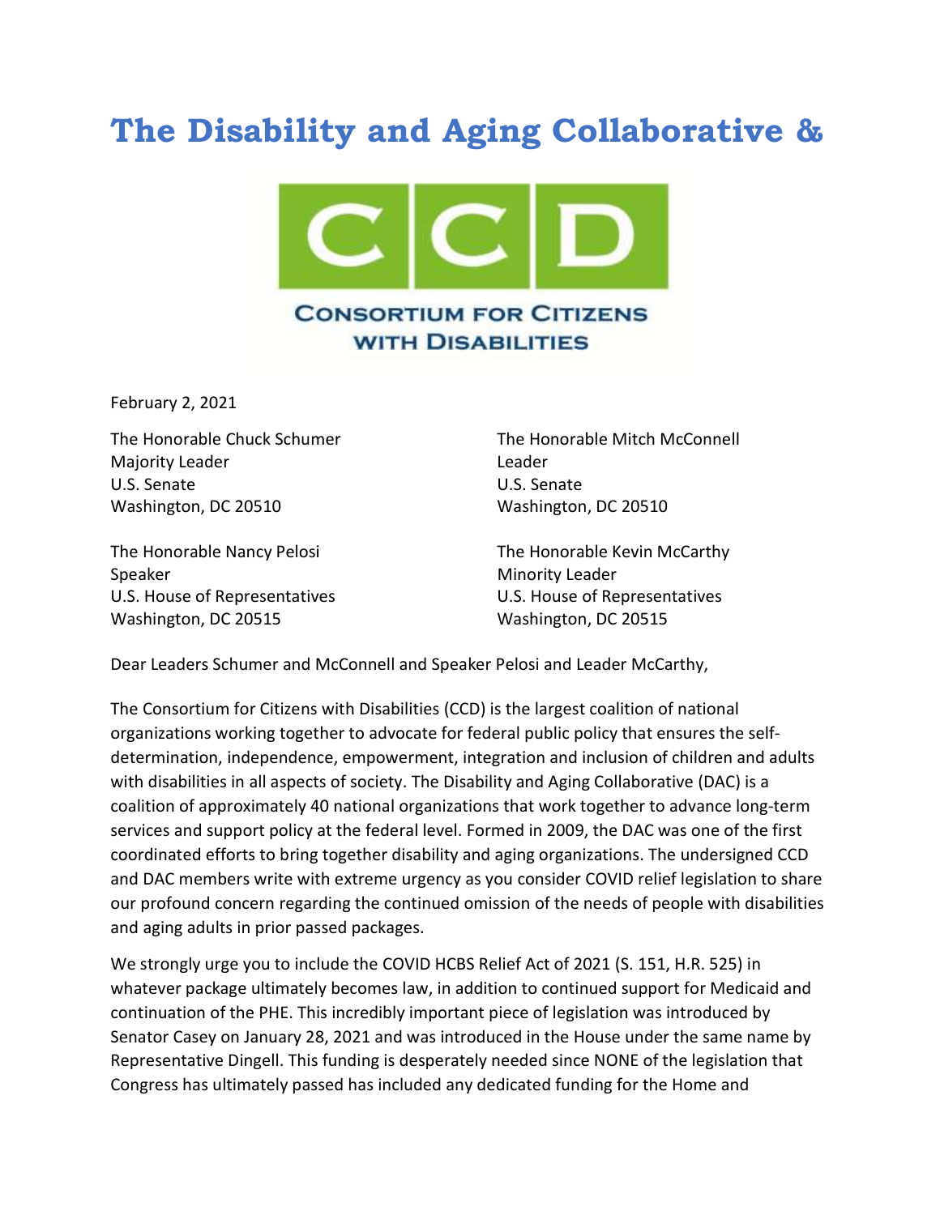# The Disability and Aging Collaborative &

CONSORTIUM FOR CITIZENS WITH DISABILITIES

February 2, 2021

The Honorable Chuck Schumer
Majority Leader
U.S. Senate
Washington, DC 20510

The Honorable Mitch McConnell
Leader
U.S. Senate
Washington, DC 20510

The Honorable Nancy Pelosi
Speaker
U.S. House of Representatives
Washington, DC 20515

The Honorable Kevin McCarthy
Minority Leader
U.S. House of Representatives
Washington, DC 20515

Dear Leaders Schumer and McConnell and Speaker Pelosi and Leader McCarthy,

The Consortium for Citizens with Disabilities (CCD) is the largest coalition of national organizations working together to advocate for federal public policy that ensures the self-determination, independence, empowerment, integration and inclusion of children and adults with disabilities in all aspects of society. The Disability and Aging Collaborative (DAC) is a coalition of approximately 40 national organizations that work together to advance long-term services and support policy at the federal level. Formed in 2009, the DAC was one of the first coordinated efforts to bring together disability and aging organizations. The undersigned CCD and DAC members write with extreme urgency as you consider COVID relief legislation to share our profound concern regarding the continued omission of the needs of people with disabilities and aging adults in prior passed packages.

We strongly urge you to include the COVID HCBS Relief Act of 2021 (S. 151, H.R. 525) in whatever package ultimately becomes law, in addition to continued support for Medicaid and continuation of the PHE. This incredibly important piece of legislation was introduced by Senator Casey on January 28, 2021 and was introduced in the House under the same name by Representative Dingell. This funding is desperately needed since NONE of the legislation that Congress has ultimately passed has included any dedicated funding for the Home and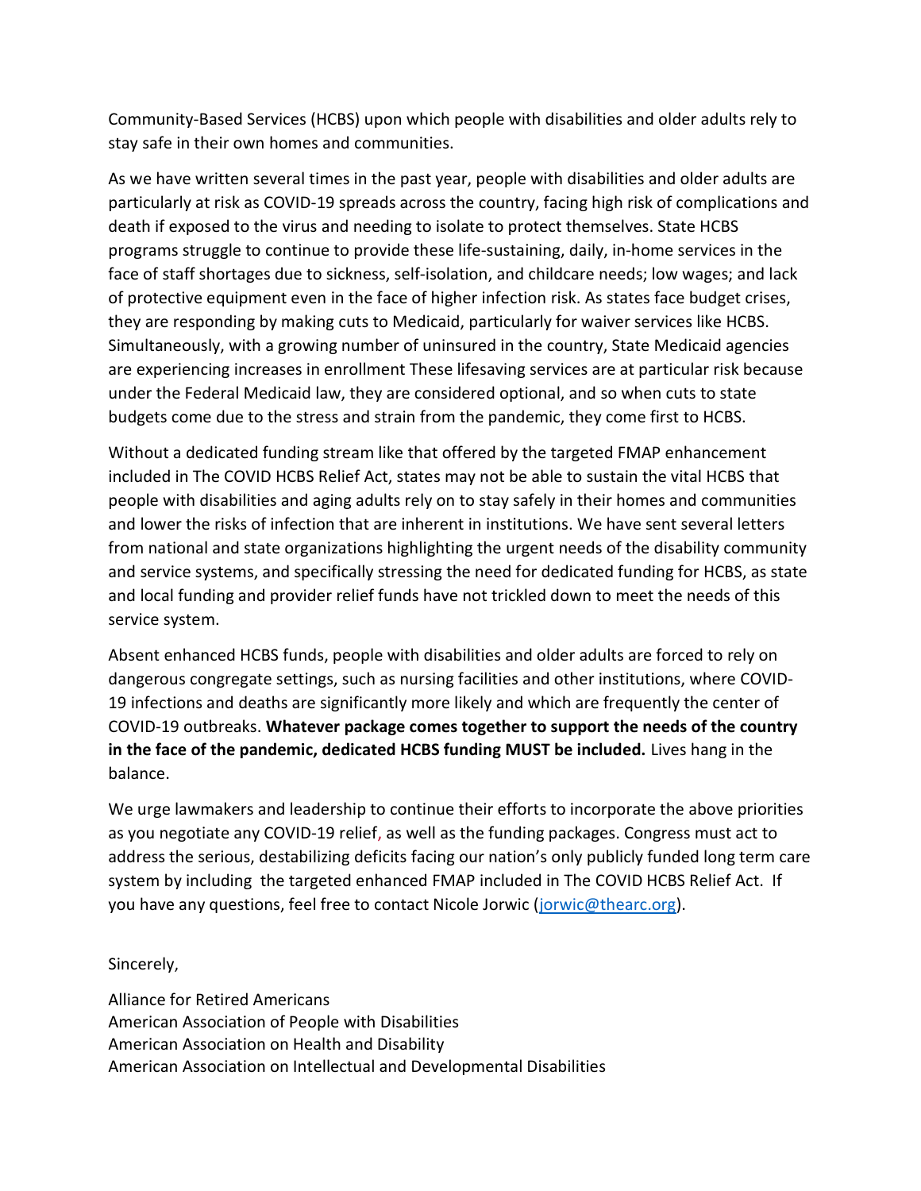Community-Based Services (HCBS) upon which people with disabilities and older adults rely to stay safe in their own homes and communities.

As we have written several times in the past year, people with disabilities and older adults are particularly at risk as COVID-19 spreads across the country, facing high risk of complications and death if exposed to the virus and needing to isolate to protect themselves. State HCBS programs struggle to continue to provide these life-sustaining, daily, in-home services in the face of staff shortages due to sickness, self-isolation, and childcare needs; low wages; and lack of protective equipment even in the face of higher infection risk. As states face budget crises, they are responding by making cuts to Medicaid, particularly for waiver services like HCBS. Simultaneously, with a growing number of uninsured in the country, State Medicaid agencies are experiencing increases in enrollment These lifesaving services are at particular risk because under the Federal Medicaid law, they are considered optional, and so when cuts to state budgets come due to the stress and strain from the pandemic, they come first to HCBS.

Without a dedicated funding stream like that offered by the targeted FMAP enhancement included in The COVID HCBS Relief Act, states may not be able to sustain the vital HCBS that people with disabilities and aging adults rely on to stay safely in their homes and communities and lower the risks of infection that are inherent in institutions. We have sent several letters from national and state organizations highlighting the urgent needs of the disability community and service systems, and specifically stressing the need for dedicated funding for HCBS, as state and local funding and provider relief funds have not trickled down to meet the needs of this service system.

Absent enhanced HCBS funds, people with disabilities and older adults are forced to rely on dangerous congregate settings, such as nursing facilities and other institutions, where COVID-19 infections and deaths are significantly more likely and which are frequently the center of COVID-19 outbreaks. **Whatever package comes together to support the needs of the country in the face of the pandemic, dedicated HCBS funding MUST be included.** Lives hang in the balance.

We urge lawmakers and leadership to continue their efforts to incorporate the above priorities as you negotiate any COVID-19 relief, as well as the funding packages. Congress must act to address the serious, destabilizing deficits facing our nation's only publicly funded long term care system by including the targeted enhanced FMAP included in The COVID HCBS Relief Act. If you have any questions, feel free to contact Nicole Jorwic (jorwic@thearc.org).

Sincerely,

Alliance for Retired Americans
American Association of People with Disabilities
American Association on Health and Disability
American Association on Intellectual and Developmental Disabilities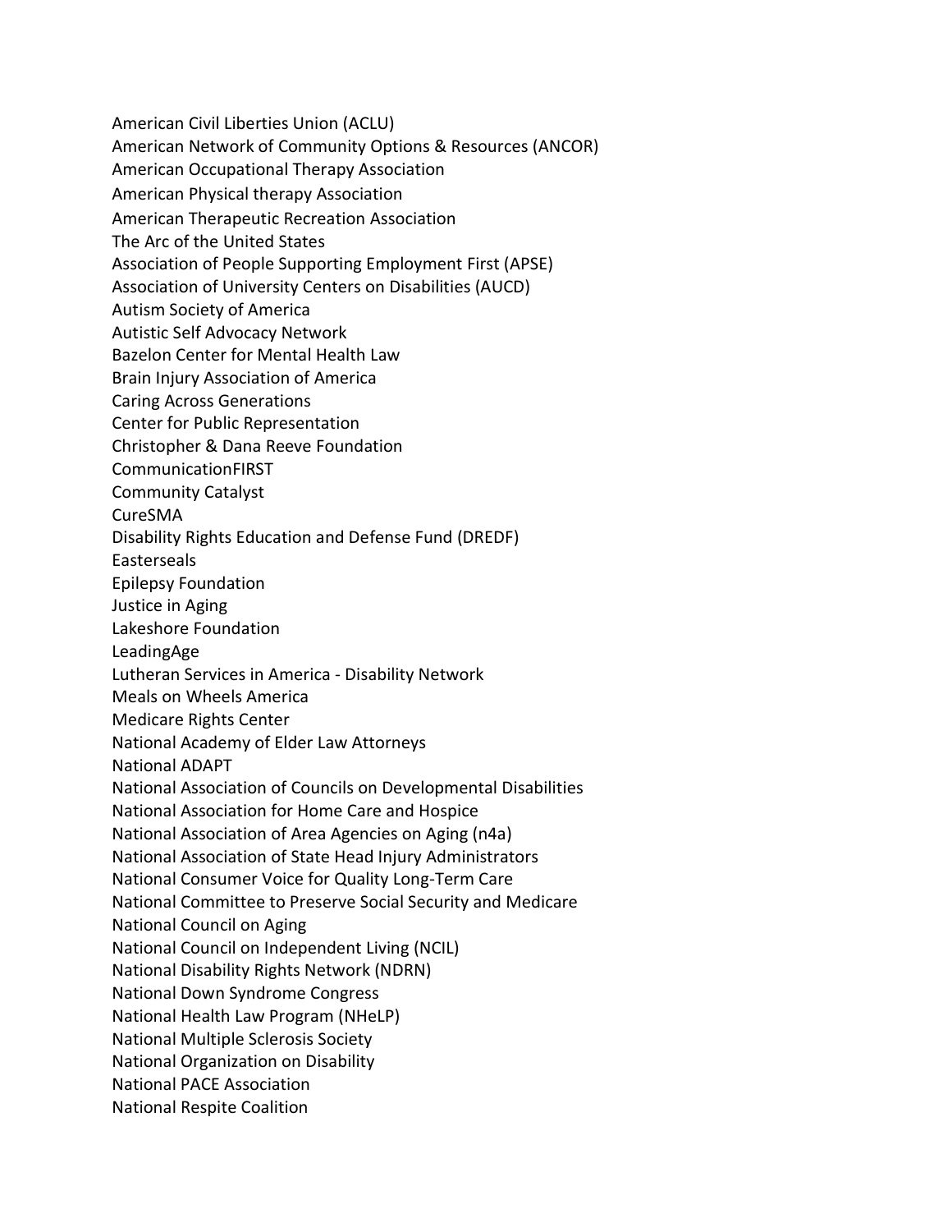American Civil Liberties Union (ACLU)
American Network of Community Options & Resources (ANCOR)
American Occupational Therapy Association
American Physical therapy Association
American Therapeutic Recreation Association
The Arc of the United States
Association of People Supporting Employment First (APSE)
Association of University Centers on Disabilities (AUCD)
Autism Society of America
Autistic Self Advocacy Network
Bazelon Center for Mental Health Law
Brain Injury Association of America
Caring Across Generations
Center for Public Representation
Christopher & Dana Reeve Foundation
CommunicationFIRST
Community Catalyst
CureSMA
Disability Rights Education and Defense Fund (DREDF)
Easterseals
Epilepsy Foundation
Justice in Aging
Lakeshore Foundation
LeadingAge
Lutheran Services in America - Disability Network
Meals on Wheels America
Medicare Rights Center
National Academy of Elder Law Attorneys
National ADAPT
National Association of Councils on Developmental Disabilities
National Association for Home Care and Hospice
National Association of Area Agencies on Aging (n4a)
National Association of State Head Injury Administrators
National Consumer Voice for Quality Long-Term Care
National Committee to Preserve Social Security and Medicare
National Council on Aging
National Council on Independent Living (NCIL)
National Disability Rights Network (NDRN)
National Down Syndrome Congress
National Health Law Program (NHeLP)
National Multiple Sclerosis Society
National Organization on Disability
National PACE Association
National Respite Coalition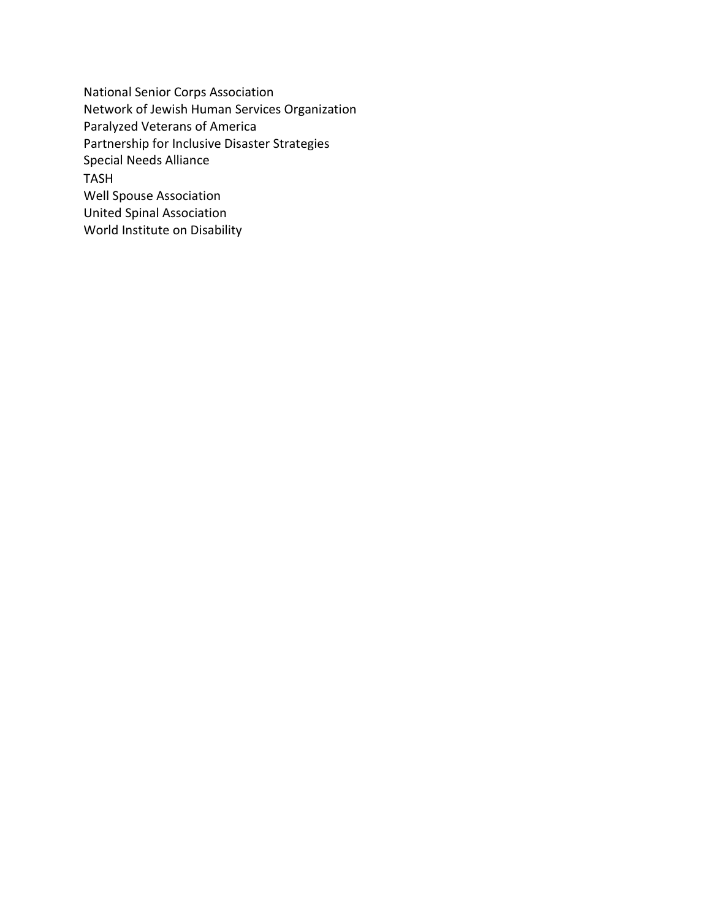National Senior Corps Association
Network of Jewish Human Services Organization
Paralyzed Veterans of America
Partnership for Inclusive Disaster Strategies
Special Needs Alliance
TASH
Well Spouse Association
United Spinal Association
World Institute on Disability